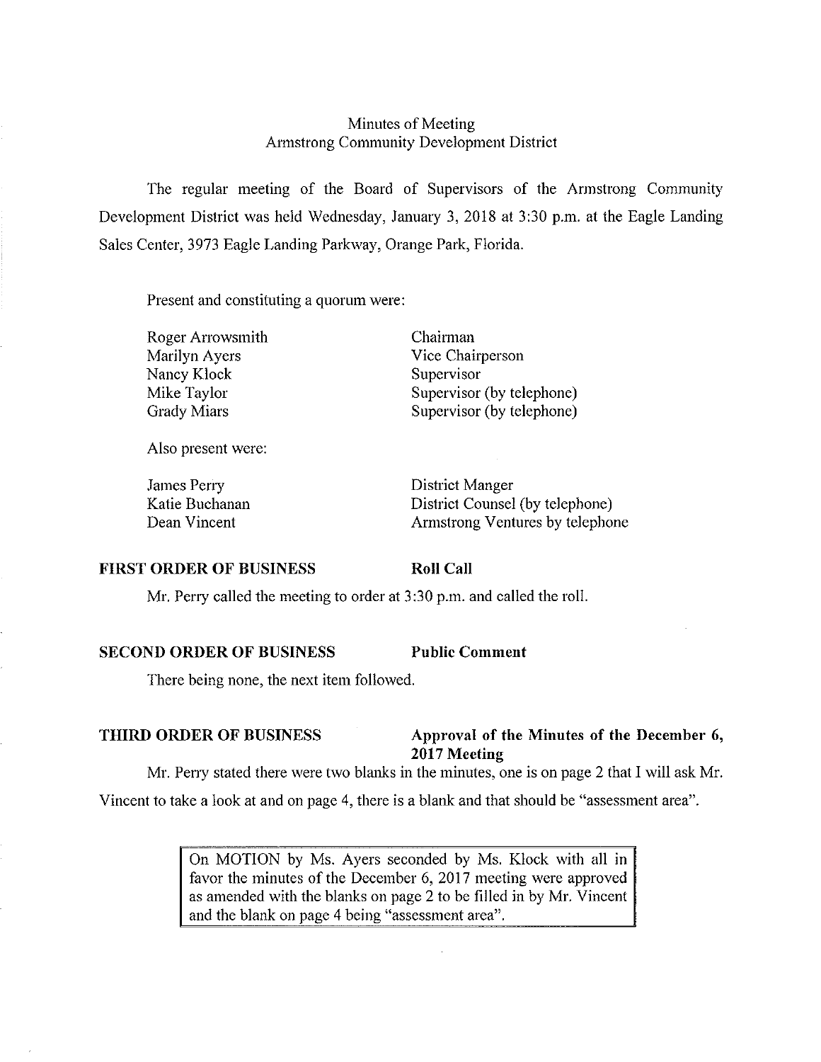Minutes of Meeting
Armstrong Community Development District

The regular meeting of the Board of Supervisors of the Armstrong Community Development District was held Wednesday, January 3, 2018 at 3:30 p.m. at the Eagle Landing Sales Center, 3973 Eagle Landing Parkway, Orange Park, Florida.

Present and constituting a quorum were:

| | |
|---|---|
| Roger Arrowsmith | Chairman |
| Marilyn Ayers | Vice Chairperson |
| Nancy Klock | Supervisor |
| Mike Taylor | Supervisor (by telephone) |
| Grady Miars | Supervisor (by telephone) |

Also present were:

| | |
|---|---|
| James Perry | District Manger |
| Katie Buchanan | District Counsel (by telephone) |
| Dean Vincent | Armstrong Ventures by telephone |

**FIRST ORDER OF BUSINESS** **Roll Call**

Mr. Perry called the meeting to order at 3:30 p.m. and called the roll.

**SECOND ORDER OF BUSINESS** **Public Comment**

There being none, the next item followed.

**THIRD ORDER OF BUSINESS** **Approval of the Minutes of the December 6, 2017 Meeting**

Mr. Perry stated there were two blanks in the minutes, one is on page 2 that I will ask Mr. Vincent to take a look at and on page 4, there is a blank and that should be "assessment area".

> On MOTION by Ms. Ayers seconded by Ms. Klock with all in favor the minutes of the December 6, 2017 meeting were approved as amended with the blanks on page 2 to be filled in by Mr. Vincent and the blank on page 4 being "assessment area".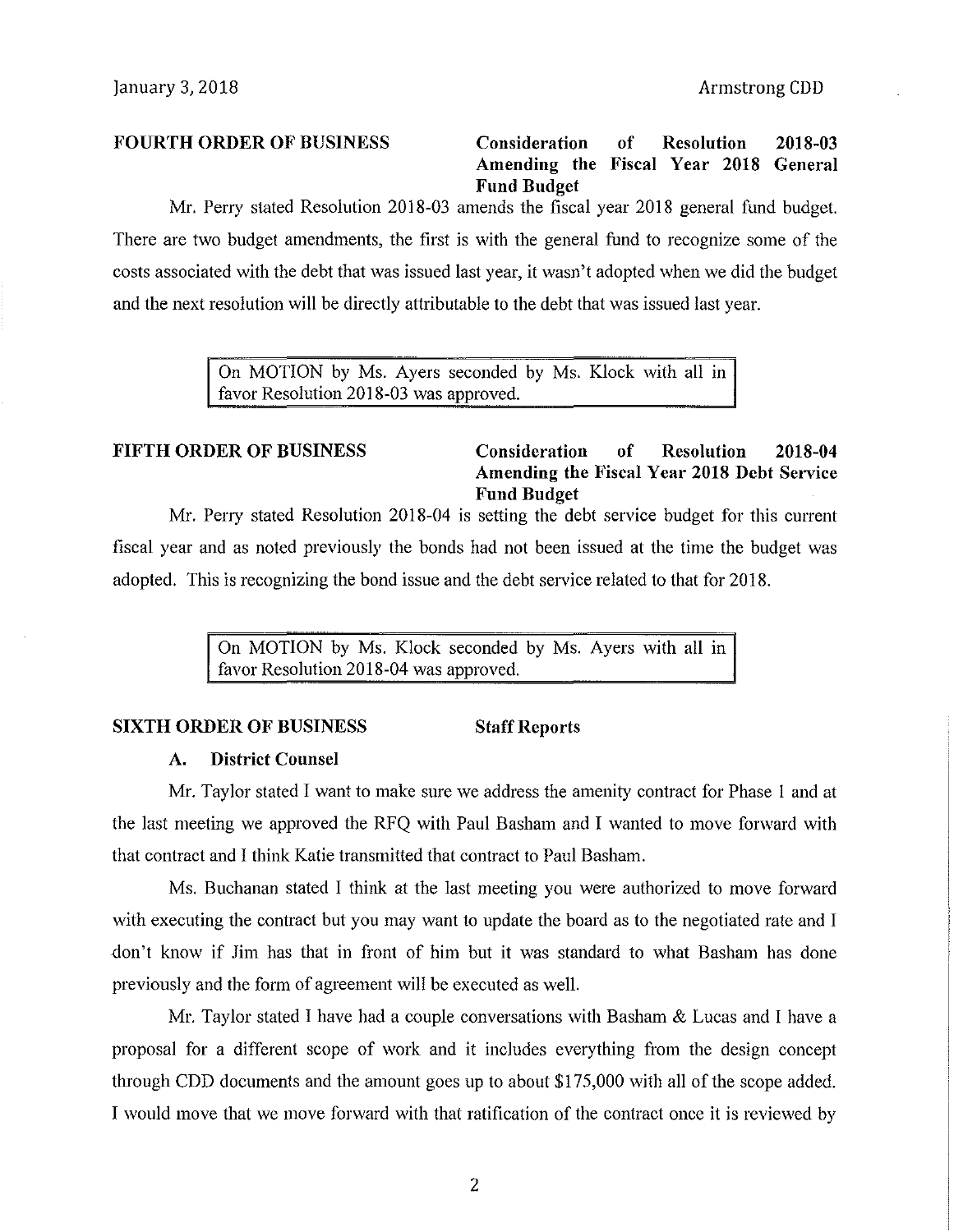**FOURTH ORDER OF BUSINESS** **Consideration of Resolution 2018-03 Amending the Fiscal Year 2018 General Fund Budget**

Mr. Perry stated Resolution 2018-03 amends the fiscal year 2018 general fund budget. There are two budget amendments, the first is with the general fund to recognize some of the costs associated with the debt that was issued last year, it wasn't adopted when we did the budget and the next resolution will be directly attributable to the debt that was issued last year.

> On MOTION by Ms. Ayers seconded by Ms. Klock with all in favor Resolution 2018-03 was approved.

**FIFTH ORDER OF BUSINESS** **Consideration of Resolution 2018-04 Amending the Fiscal Year 2018 Debt Service Fund Budget**

Mr. Perry stated Resolution 2018-04 is setting the debt service budget for this current fiscal year and as noted previously the bonds had not been issued at the time the budget was adopted. This is recognizing the bond issue and the debt service related to that for 2018.

> On MOTION by Ms. Klock seconded by Ms. Ayers with all in favor Resolution 2018-04 was approved.

**SIXTH ORDER OF BUSINESS** **Staff Reports**

**A. District Counsel**

Mr. Taylor stated I want to make sure we address the amenity contract for Phase I and at the last meeting we approved the RFQ with Paul Basham and I wanted to move forward with that contract and I think Katie transmitted that contract to Paul Basham.

Ms. Buchanan stated I think at the last meeting you were authorized to move forward with executing the contract but you may want to update the board as to the negotiated rate and I don't know if Jim has that in front of him but it was standard to what Basham has done previously and the form of agreement will be executed as well.

Mr. Taylor stated I have had a couple conversations with Basham & Lucas and I have a proposal for a different scope of work and it includes everything from the design concept through CDD documents and the amount goes up to about $175,000 with all of the scope added. I would move that we move forward with that ratification of the contract once it is reviewed by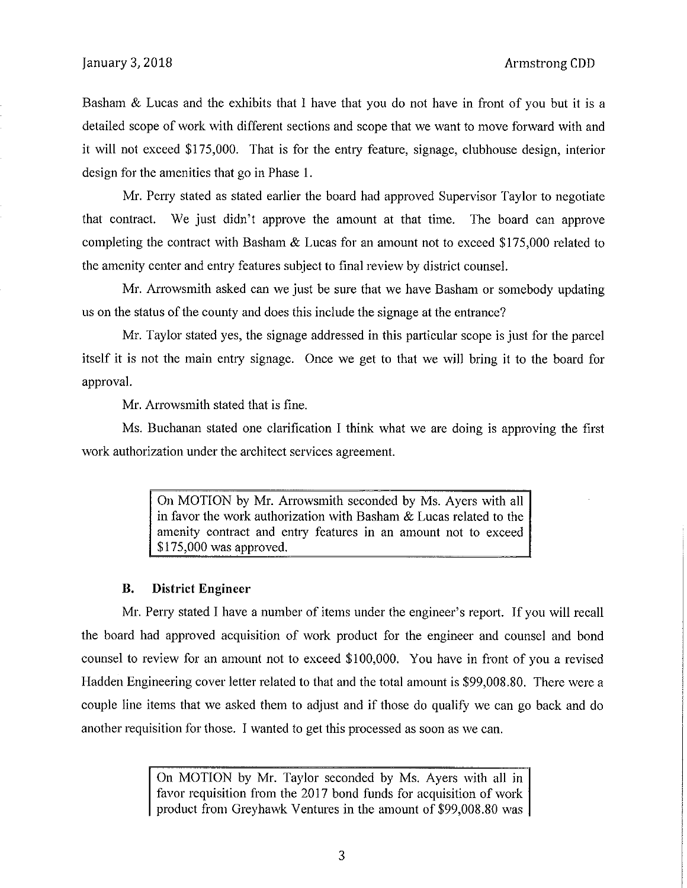Basham & Lucas and the exhibits that I have that you do not have in front of you but it is a detailed scope of work with different sections and scope that we want to move forward with and it will not exceed $175,000. That is for the entry feature, signage, clubhouse design, interior design for the amenities that go in Phase 1.

Mr. Perry stated as stated earlier the board had approved Supervisor Taylor to negotiate that contract. We just didn't approve the amount at that time. The board can approve completing the contract with Basham & Lucas for an amount not to exceed $175,000 related to the amenity center and entry features subject to final review by district counsel.

Mr. Arrowsmith asked can we just be sure that we have Basham or somebody updating us on the status of the county and does this include the signage at the entrance?

Mr. Taylor stated yes, the signage addressed in this particular scope is just for the parcel itself it is not the main entry signage. Once we get to that we will bring it to the board for approval.

Mr. Arrowsmith stated that is fine.

Ms. Buchanan stated one clarification I think what we are doing is approving the first work authorization under the architect services agreement.

> On MOTION by Mr. Arrowsmith seconded by Ms. Ayers with all in favor the work authorization with Basham & Lucas related to the amenity contract and entry features in an amount not to exceed $175,000 was approved.

**B. District Engineer**

Mr. Perry stated I have a number of items under the engineer's report. If you will recall the board had approved acquisition of work product for the engineer and counsel and bond counsel to review for an amount not to exceed $100,000. You have in front of you a revised Hadden Engineering cover letter related to that and the total amount is $99,008.80. There were a couple line items that we asked them to adjust and if those do qualify we can go back and do another requisition for those. I wanted to get this processed as soon as we can.

> On MOTION by Mr. Taylor seconded by Ms. Ayers with all in favor requisition from the 2017 bond funds for acquisition of work product from Greyhawk Ventures in the amount of $99,008.80 was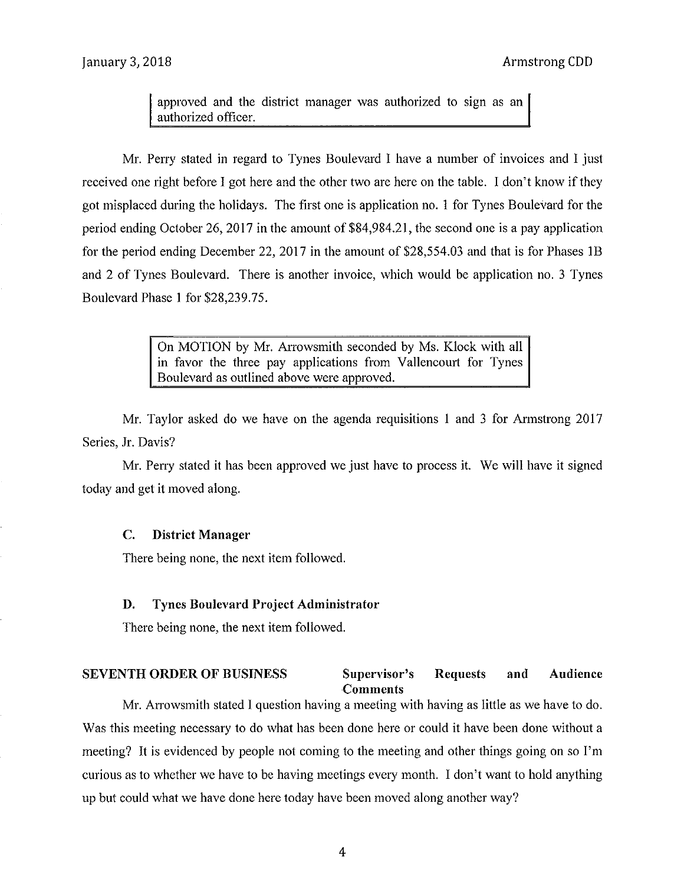> approved and the district manager was authorized to sign as an authorized officer.

Mr. Perry stated in regard to Tynes Boulevard I have a number of invoices and I just received one right before I got here and the other two are here on the table. I don't know if they got misplaced during the holidays. The first one is application no. 1 for Tynes Boulevard for the period ending October 26, 2017 in the amount of $84,984.21, the second one is a pay application for the period ending December 22, 2017 in the amount of $28,554.03 and that is for Phases 1B and 2 of Tynes Boulevard. There is another invoice, which would be application no. 3 Tynes Boulevard Phase 1 for $28,239.75.

> On MOTION by Mr. Arrowsmith seconded by Ms. Klock with all in favor the three pay applications from Vallencourt for Tynes Boulevard as outlined above were approved.

Mr. Taylor asked do we have on the agenda requisitions 1 and 3 for Armstrong 2017 Series, Jr. Davis?

Mr. Perry stated it has been approved we just have to process it. We will have it signed today and get it moved along.

### C. District Manager

There being none, the next item followed.

### D. Tynes Boulevard Project Administrator

There being none, the next item followed.

## SEVENTH ORDER OF BUSINESS — Supervisor's Requests and Audience Comments

Mr. Arrowsmith stated I question having a meeting with having as little as we have to do. Was this meeting necessary to do what has been done here or could it have been done without a meeting? It is evidenced by people not coming to the meeting and other things going on so I'm curious as to whether we have to be having meetings every month. I don't want to hold anything up but could what we have done here today have been moved along another way?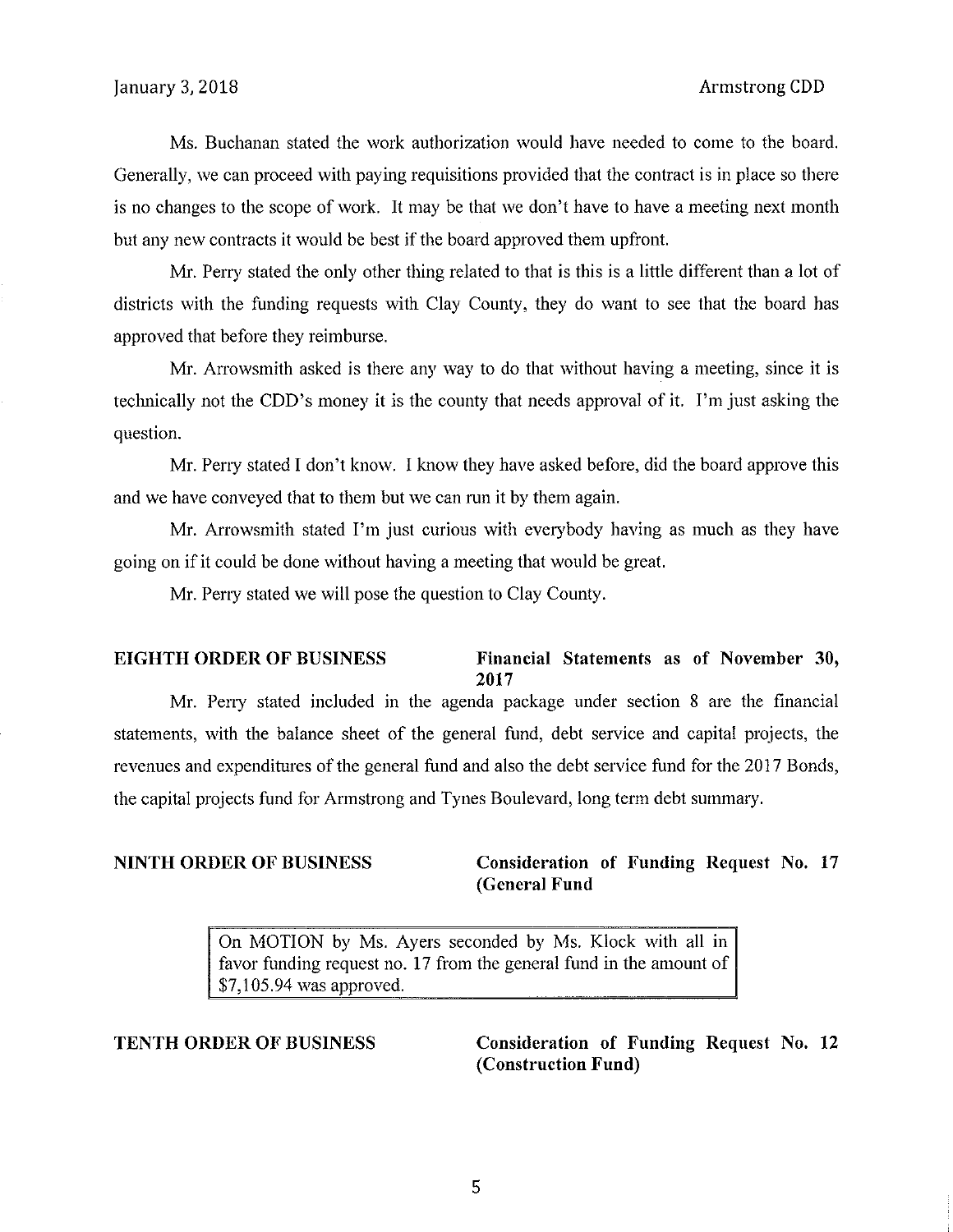Ms. Buchanan stated the work authorization would have needed to come to the board. Generally, we can proceed with paying requisitions provided that the contract is in place so there is no changes to the scope of work. It may be that we don't have to have a meeting next month but any new contracts it would be best if the board approved them upfront.

Mr. Perry stated the only other thing related to that is this is a little different than a lot of districts with the funding requests with Clay County, they do want to see that the board has approved that before they reimburse.

Mr. Arrowsmith asked is there any way to do that without having a meeting, since it is technically not the CDD's money it is the county that needs approval of it. I'm just asking the question.

Mr. Perry stated I don't know. I know they have asked before, did the board approve this and we have conveyed that to them but we can run it by them again.

Mr. Arrowsmith stated I'm just curious with everybody having as much as they have going on if it could be done without having a meeting that would be great.

Mr. Perry stated we will pose the question to Clay County.

**EIGHTH ORDER OF BUSINESS — Financial Statements as of November 30, 2017**

Mr. Perry stated included in the agenda package under section 8 are the financial statements, with the balance sheet of the general fund, debt service and capital projects, the revenues and expenditures of the general fund and also the debt service fund for the 2017 Bonds, the capital projects fund for Armstrong and Tynes Boulevard, long term debt summary.

**NINTH ORDER OF BUSINESS — Consideration of Funding Request No. 17 (General Fund**

> On MOTION by Ms. Ayers seconded by Ms. Klock with all in favor funding request no. 17 from the general fund in the amount of $7,105.94 was approved.

**TENTH ORDER OF BUSINESS — Consideration of Funding Request No. 12 (Construction Fund)**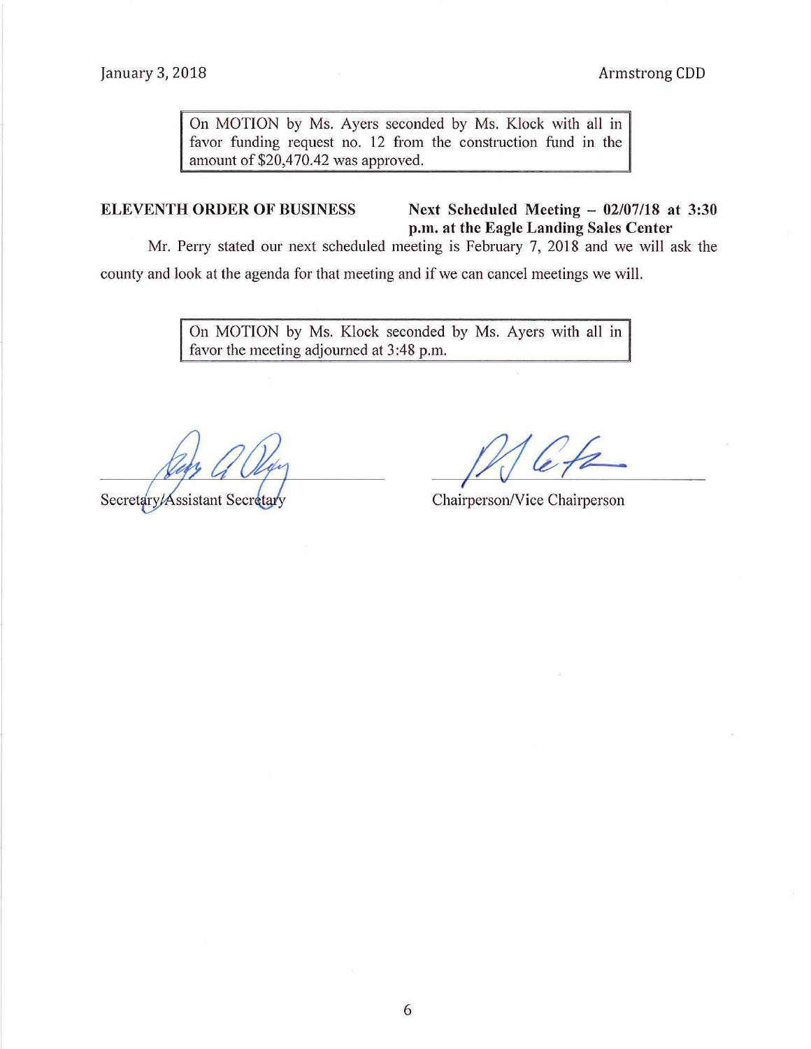> On MOTION by Ms. Ayers seconded by Ms. Klock with all in favor funding request no. 12 from the construction fund in the amount of $20,470.42 was approved.

**ELEVENTH ORDER OF BUSINESS** **Next Scheduled Meeting – 02/07/18 at 3:30 p.m. at the Eagle Landing Sales Center**

Mr. Perry stated our next scheduled meeting is February 7, 2018 and we will ask the county and look at the agenda for that meeting and if we can cancel meetings we will.

> On MOTION by Ms. Klock seconded by Ms. Ayers with all in favor the meeting adjourned at 3:48 p.m.

Secretary/Assistant Secretary

Chairperson/Vice Chairperson